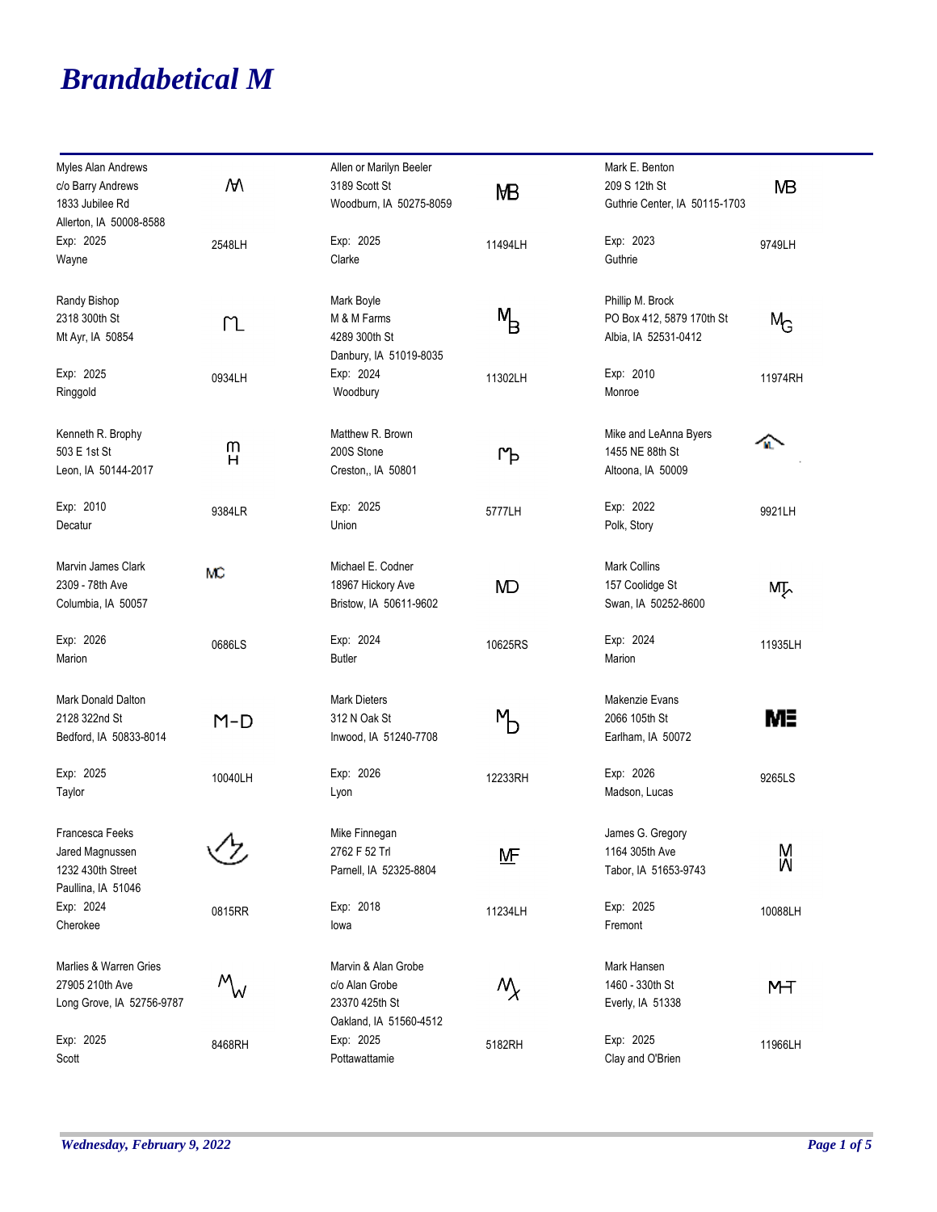# *Brandabetical M*

| Owner | Brand | Owner | Brand | Owner | Brand |
|---|---|---|---|---|---|
| Myles Alan Andrews<br>c/o Barry Andrews<br>1833 Jubilee Rd<br>Allerton, IA 50008-8588<br>Exp: 2025<br>Wayne | 2548LH | Allen or Marilyn Beeler<br>3189 Scott St<br>Woodburn, IA 50275-8059<br><br>Exp: 2025<br>Clarke | MB<br>11494LH | Mark E. Benton<br>209 S 12th St<br>Guthrie Center, IA 50115-1703<br><br>Exp: 2023<br>Guthrie | MB<br>9749LH |
| Randy Bishop<br>2318 300th St<br>Mt Ayr, IA 50854<br><br>Exp: 2025<br>Ringgold | 0934LH | Mark Boyle<br>M & M Farms<br>4289 300th St<br>Danbury, IA 51019-8035<br>Exp: 2024<br>Woodbury | 11302LH | Phillip M. Brock<br>PO Box 412, 5879 170th St<br>Albia, IA 52531-0412<br><br>Exp: 2010<br>Monroe | 11974RH |
| Kenneth R. Brophy<br>503 E 1st St<br>Leon, IA 50144-2017<br><br>Exp: 2010<br>Decatur | 9384LR | Matthew R. Brown<br>200S Stone<br>Creston,, IA 50801<br><br>Exp: 2025<br>Union | 5777LH | Mike and LeAnna Byers<br>1455 NE 88th St<br>Altoona, IA 50009<br><br>Exp: 2022<br>Polk, Story | 9921LH |
| Marvin James Clark<br>2309 - 78th Ave<br>Columbia, IA 50057<br><br>Exp: 2026<br>Marion | MC<br>0686LS | Michael E. Codner<br>18967 Hickory Ave<br>Bristow, IA 50611-9602<br><br>Exp: 2024<br>Butler | MD<br>10625RS | Mark Collins<br>157 Coolidge St<br>Swan, IA 50252-8600<br><br>Exp: 2024<br>Marion | 11935LH |
| Mark Donald Dalton<br>2128 322nd St<br>Bedford, IA 50833-8014<br><br>Exp: 2025<br>Taylor | M-D<br>10040LH | Mark Dieters<br>312 N Oak St<br>Inwood, IA 51240-7708<br><br>Exp: 2026<br>Lyon | 12233RH | Makenzie Evans<br>2066 105th St<br>Earlham, IA 50072<br><br>Exp: 2026<br>Madson, Lucas | ME<br>9265LS |
| Francesca Feeks<br>Jared Magnussen<br>1232 430th Street<br>Paullina, IA 51046<br>Exp: 2024<br>Cherokee | 0815RR | Mike Finnegan<br>2762 F 52 Trl<br>Parnell, IA 52325-8804<br><br>Exp: 2018<br>Iowa | MF<br>11234LH | James G. Gregory<br>1164 305th Ave<br>Tabor, IA 51653-9743<br><br>Exp: 2025<br>Fremont | 10088LH |
| Marlies & Warren Gries<br>27905 210th Ave<br>Long Grove, IA 52756-9787<br><br>Exp: 2025<br>Scott | 8468RH | Marvin & Alan Grobe<br>c/o Alan Grobe<br>23370 425th St<br>Oakland, IA 51560-4512<br>Exp: 2025<br>Pottawattamie | 5182RH | Mark Hansen<br>1460 - 330th St<br>Everly, IA 51338<br><br>Exp: 2025<br>Clay and O'Brien | 11966LH |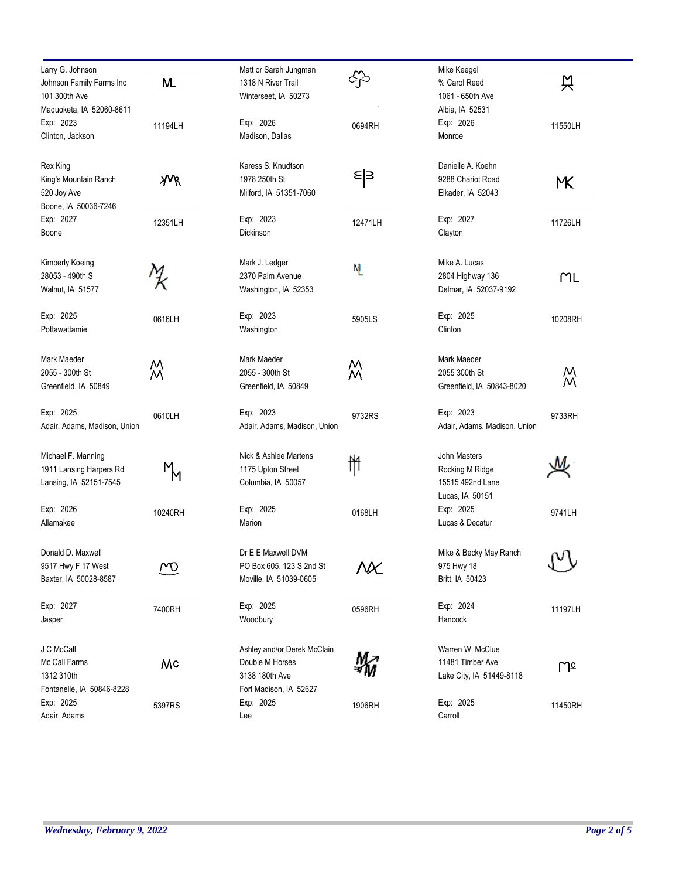| Owner | Brand | Owner | Brand | Owner | Brand |
|---|---|---|---|---|---|
| Larry G. Johnson<br>Johnson Family Farms Inc<br>101 300th Ave<br>Maquoketa, IA 52060-8611<br>Exp: 2023<br>Clinton, Jackson | ML<br>11194LH | Matt or Sarah Jungman<br>1318 N River Trail<br>Winterseet, IA 50273<br><br>Exp: 2026<br>Madison, Dallas | 0694RH | Mike Keegel<br>% Carol Reed<br>1061 - 650th Ave<br>Albia, IA 52531<br>Exp: 2026<br>Monroe | 11550LH |
| Rex King<br>King's Mountain Ranch<br>520 Joy Ave<br>Boone, IA 50036-7246<br>Exp: 2027<br>Boone | 12351LH | Karess S. Knudtson<br>1978 250th St<br>Milford, IA 51351-7060<br><br>Exp: 2023<br>Dickinson | 12471LH | Danielle A. Koehn<br>9288 Chariot Road<br>Elkader, IA 52043<br><br>Exp: 2027<br>Clayton | MK<br>11726LH |
| Kimberly Koeing<br>28053 - 490th S<br>Walnut, IA 51577<br><br>Exp: 2025<br>Pottawattamie | 0616LH | Mark J. Ledger<br>2370 Palm Avenue<br>Washington, IA 52353<br><br>Exp: 2023<br>Washington | 5905LS | Mike A. Lucas<br>2804 Highway 136<br>Delmar, IA 52037-9192<br><br>Exp: 2025<br>Clinton | ML<br>10208RH |
| Mark Maeder<br>2055 - 300th St<br>Greenfield, IA 50849<br><br>Exp: 2025<br>Adair, Adams, Madison, Union | 0610LH | Mark Maeder<br>2055 - 300th St<br>Greenfield, IA 50849<br><br>Exp: 2023<br>Adair, Adams, Madison, Union | 9732RS | Mark Maeder<br>2055 300th St<br>Greenfield, IA 50843-8020<br><br>Exp: 2023<br>Adair, Adams, Madison, Union | 9733RH |
| Michael F. Manning<br>1911 Lansing Harpers Rd<br>Lansing, IA 52151-7545<br><br>Exp: 2026<br>Allamakee | 10240RH | Nick & Ashlee Martens<br>1175 Upton Street<br>Columbia, IA 50057<br><br>Exp: 2025<br>Marion | 0168LH | John Masters<br>Rocking M Ridge<br>15515 492nd Lane<br>Lucas, IA 50151<br>Exp: 2025<br>Lucas & Decatur | 9741LH |
| Donald D. Maxwell<br>9517 Hwy F 17 West<br>Baxter, IA 50028-8587<br><br>Exp: 2027<br>Jasper | 7400RH | Dr E E Maxwell DVM<br>PO Box 605, 123 S 2nd St<br>Moville, IA 51039-0605<br><br>Exp: 2025<br>Woodbury | 0596RH | Mike & Becky May Ranch<br>975 Hwy 18<br>Britt, IA 50423<br><br>Exp: 2024<br>Hancock | 11197LH |
| J C McCall<br>Mc Call Farms<br>1312 310th<br>Fontanelle, IA 50846-8228<br>Exp: 2025<br>Adair, Adams | MC<br>5397RS | Ashley and/or Derek McClain<br>Double M Horses<br>3138 180th Ave<br>Fort Madison, IA 52627<br>Exp: 2025<br>Lee | 1906RH | Warren W. McClue<br>11481 Timber Ave<br>Lake City, IA 51449-8118<br><br>Exp: 2025<br>Carroll | 11450RH |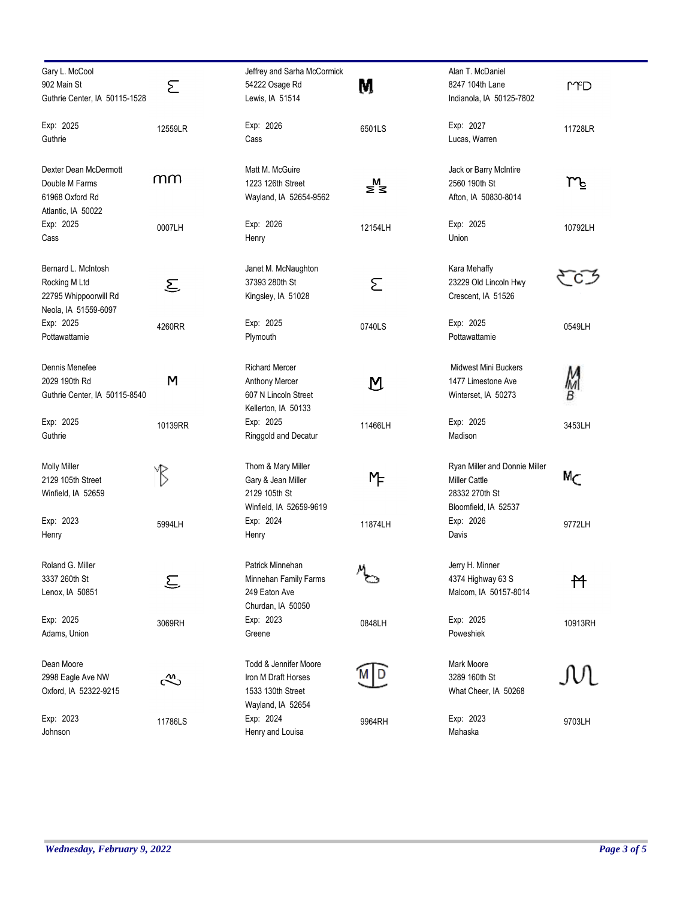Gary L. McCool
902 Main St
Guthrie Center, IA 50115-1528

Exp: 2025
Guthrie

12559LR

Jeffrey and Sarha McCormick
54222 Osage Rd
Lewis, IA 51514

Exp: 2026
Cass

6501LS

Alan T. McDaniel
8247 104th Lane
Indianola, IA 50125-7802

Exp: 2027
Lucas, Warren

11728LR

Dexter Dean McDermott
Double M Farms
61968 Oxford Rd
Atlantic, IA 50022

Exp: 2025
Cass

0007LH

Matt M. McGuire
1223 126th Street
Wayland, IA 52654-9562

Exp: 2026
Henry

12154LH

Jack or Barry McIntire
2560 190th St
Afton, IA 50830-8014

Exp: 2025
Union

10792LH

Bernard L. McIntosh
Rocking M Ltd
22795 Whippoorwill Rd
Neola, IA 51559-6097

Exp: 2025
Pottawattamie

4260RR

Janet M. McNaughton
37393 280th St
Kingsley, IA 51028

Exp: 2025
Plymouth

0740LS

Kara Mehaffy
23229 Old Lincoln Hwy
Crescent, IA 51526

Exp: 2025
Pottawattamie

0549LH

Dennis Menefee
2029 190th Rd
Guthrie Center, IA 50115-8540

Exp: 2025
Guthrie

10139RR

Richard Mercer
Anthony Mercer
607 N Lincoln Street
Kellerton, IA 50133

Exp: 2025
Ringgold and Decatur

11466LH

Midwest Mini Buckers
1477 Limestone Ave
Winterset, IA 50273

Exp: 2025
Madison

3453LH

Molly Miller
2129 105th Street
Winfield, IA 52659

Exp: 2023
Henry

5994LH

Thom & Mary Miller
Gary & Jean Miller
2129 105th St
Winfield, IA 52659-9619

Exp: 2024
Henry

11874LH

Ryan Miller and Donnie Miller
Miller Cattle
28332 270th St
Bloomfield, IA 52537

Exp: 2026
Davis

9772LH

Roland G. Miller
3337 260th St
Lenox, IA 50851

Exp: 2025
Adams, Union

3069RH

Patrick Minnehan
Minnehan Family Farms
249 Eaton Ave
Churdan, IA 50050

Exp: 2023
Greene

0848LH

Jerry H. Minner
4374 Highway 63 S
Malcom, IA 50157-8014

Exp: 2025
Poweshiek

10913RH

Dean Moore
2998 Eagle Ave NW
Oxford, IA 52322-9215

Exp: 2023
Johnson

11786LS

Todd & Jennifer Moore
Iron M Draft Horses
1533 130th Street
Wayland, IA 52654

Exp: 2024
Henry and Louisa

9964RH

Mark Moore
3289 160th St
What Cheer, IA 50268

Exp: 2023
Mahaska

9703LH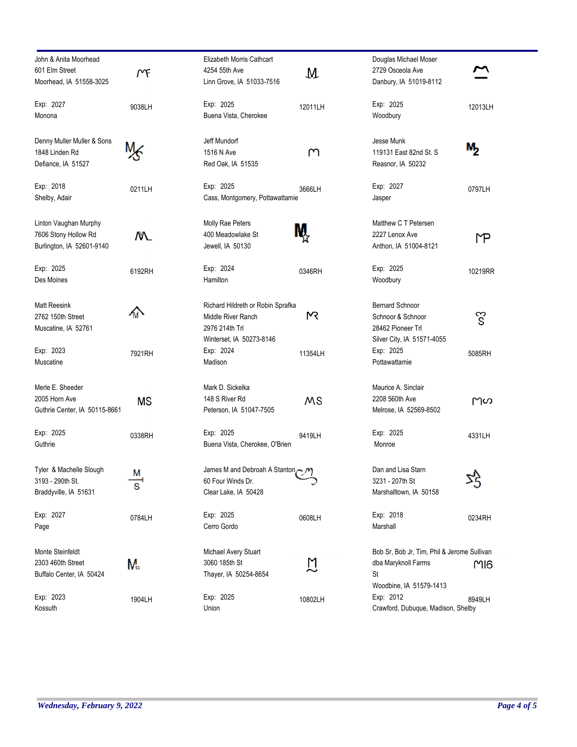John & Anita Moorhead
601 Elm Street
Moorhead, IA 51558-3025

Exp: 2027
Monona

9038LH

Elizabeth Morris Cathcart
4254 55th Ave
Linn Grove, IA 51033-7516

Exp: 2025
Buena Vista, Cherokee

12011LH

Douglas Michael Moser
2729 Osceola Ave
Danbury, IA 51019-8112

Exp: 2025
Woodbury

12013LH

Denny Muller Muller & Sons
1848 Linden Rd
Defiance, IA 51527

Exp: 2018
Shelby, Adair

0211LH

Jeff Mundorf
1516 N Ave
Red Oak, IA 51535

Exp: 2025
Cass, Montgomery, Pottawattamie

3666LH

Jesse Munk
119131 East 82nd St. S
Reasnor, IA 50232

Exp: 2027
Jasper

0797LH

Linton Vaughan Murphy
7606 Stony Hollow Rd
Burlington, IA 52601-9140

Exp: 2025
Des Moines

6192RH

Molly Rae Peters
400 Meadowlake St
Jewell, IA 50130

Exp: 2024
Hamilton

0346RH

Matthew C T Petersen
2227 Lenox Ave
Anthon, IA 51004-8121

Exp: 2025
Woodbury

10219RR

Matt Reesink
2762 150th Street
Muscatine, IA 52761

Exp: 2023
Muscatine

7921RH

Richard Hildreth or Robin Sprafka
Middle River Ranch
2976 214th Trl
Winterset, IA 50273-8146
Exp: 2024
Madison

11354LH

Bernard Schnoor
Schnoor & Schnoor
28462 Pioneer Trl
Silver City, IA 51571-4055
Exp: 2025
Pottawattamie

5085RH

Merle E. Sheeder
2005 Horn Ave
Guthrie Center, IA 50115-8661

Exp: 2025
Guthrie

0338RH

Mark D. Sickelka
148 S River Rd
Peterson, IA 51047-7505

Exp: 2025
Buena Vista, Cherokee, O'Brien

9419LH

Maurice A. Sinclair
2208 560th Ave
Melrose, IA 52569-8502

Exp: 2025
Monroe

4331LH

Tyler & Machelle Slough
3193 - 290th St.
Braddyville, IA 51631

Exp: 2027
Page

0784LH

James M and Debroah A Stanton
60 Four Winds Dr.
Clear Lake, IA 50428

Exp: 2025
Cerro Gordo

0608LH

Dan and Lisa Starn
3231 - 207th St
Marshalltown, IA 50158

Exp: 2018
Marshall

0234RH

Monte Steinfeldt
2303 460th Street
Buffalo Center, IA 50424

Exp: 2023
Kossuth

1904LH

Michael Avery Stuart
3060 185th St
Thayer, IA 50254-8654

Exp: 2025
Union

10802LH

Bob Sr, Bob Jr, Tim, Phil & Jerome Sullivan
dba Maryknoll Farms
St
Woodbine, IA 51579-1413
Exp: 2012
Crawford, Dubuque, Madison, Shelby

8949LH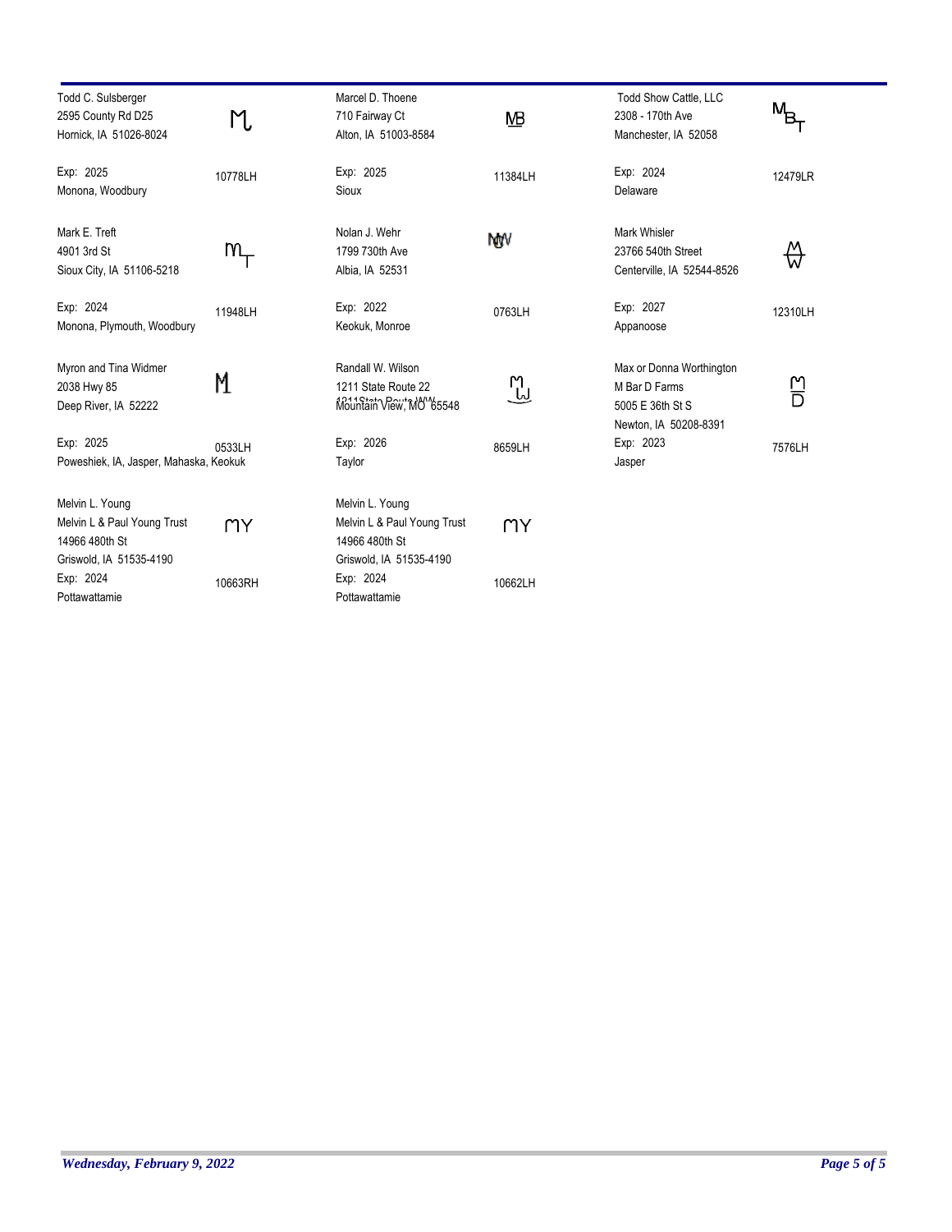Todd C. Sulsberger
2595 County Rd D25
Hornick, IA 51026-8024

Exp: 2025 — 10778LH
Monona, Woodbury

Marcel D. Thoene
710 Fairway Ct
Alton, IA 51003-8584

Exp: 2025 — 11384LH
Sioux

Todd Show Cattle, LLC
2308 - 170th Ave
Manchester, IA 52058

Exp: 2024 — 12479LR
Delaware

Mark E. Treft
4901 3rd St
Sioux City, IA 51106-5218

Exp: 2024 — 11948LH
Monona, Plymouth, Woodbury

Nolan J. Wehr
1799 730th Ave
Albia, IA 52531

Exp: 2022 — 0763LH
Keokuk, Monroe

Mark Whisler
23766 540th Street
Centerville, IA 52544-8526

Exp: 2027 — 12310LH
Appanoose

Myron and Tina Widmer
2038 Hwy 85
Deep River, IA 52222

Exp: 2025 — 0533LH
Poweshiek, IA, Jasper, Mahaska, Keokuk

Randall W. Wilson
1211 State Route 22
Mountain View, MO 65548

Exp: 2026 — 8659LH
Taylor

Max or Donna Worthington
M Bar D Farms
5005 E 36th St S
Newton, IA 50208-8391

Exp: 2023 — 7576LH
Jasper

Melvin L. Young
Melvin L & Paul Young Trust
14966 480th St
Griswold, IA 51535-4190

Exp: 2024 — 10663RH
Pottawattamie

Melvin L. Young
Melvin L & Paul Young Trust
14966 480th St
Griswold, IA 51535-4190

Exp: 2024 — 10662LH
Pottawattamie